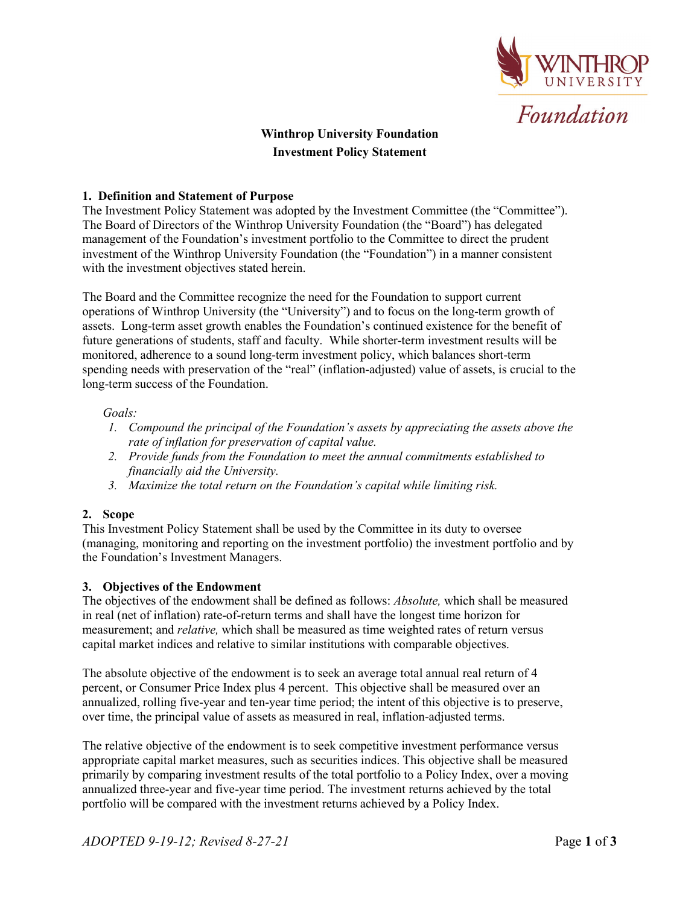**Winthrop University Foundation**
**Investment Policy Statement**

## 1. Definition and Statement of Purpose

The Investment Policy Statement was adopted by the Investment Committee (the "Committee"). The Board of Directors of the Winthrop University Foundation (the "Board") has delegated management of the Foundation's investment portfolio to the Committee to direct the prudent investment of the Winthrop University Foundation (the "Foundation") in a manner consistent with the investment objectives stated herein.

The Board and the Committee recognize the need for the Foundation to support current operations of Winthrop University (the "University") and to focus on the long-term growth of assets. Long-term asset growth enables the Foundation's continued existence for the benefit of future generations of students, staff and faculty. While shorter-term investment results will be monitored, adherence to a sound long-term investment policy, which balances short-term spending needs with preservation of the "real" (inflation-adjusted) value of assets, is crucial to the long-term success of the Foundation.

*Goals:*

1. *Compound the principal of the Foundation's assets by appreciating the assets above the rate of inflation for preservation of capital value.*
2. *Provide funds from the Foundation to meet the annual commitments established to financially aid the University.*
3. *Maximize the total return on the Foundation's capital while limiting risk.*

## 2. Scope

This Investment Policy Statement shall be used by the Committee in its duty to oversee (managing, monitoring and reporting on the investment portfolio) the investment portfolio and by the Foundation's Investment Managers.

## 3. Objectives of the Endowment

The objectives of the endowment shall be defined as follows: *Absolute,* which shall be measured in real (net of inflation) rate-of-return terms and shall have the longest time horizon for measurement; and *relative,* which shall be measured as time weighted rates of return versus capital market indices and relative to similar institutions with comparable objectives.

The absolute objective of the endowment is to seek an average total annual real return of 4 percent, or Consumer Price Index plus 4 percent. This objective shall be measured over an annualized, rolling five-year and ten-year time period; the intent of this objective is to preserve, over time, the principal value of assets as measured in real, inflation-adjusted terms.

The relative objective of the endowment is to seek competitive investment performance versus appropriate capital market measures, such as securities indices. This objective shall be measured primarily by comparing investment results of the total portfolio to a Policy Index, over a moving annualized three-year and five-year time period. The investment returns achieved by the total portfolio will be compared with the investment returns achieved by a Policy Index.

*ADOPTED 9-19-12; Revised 8-27-21*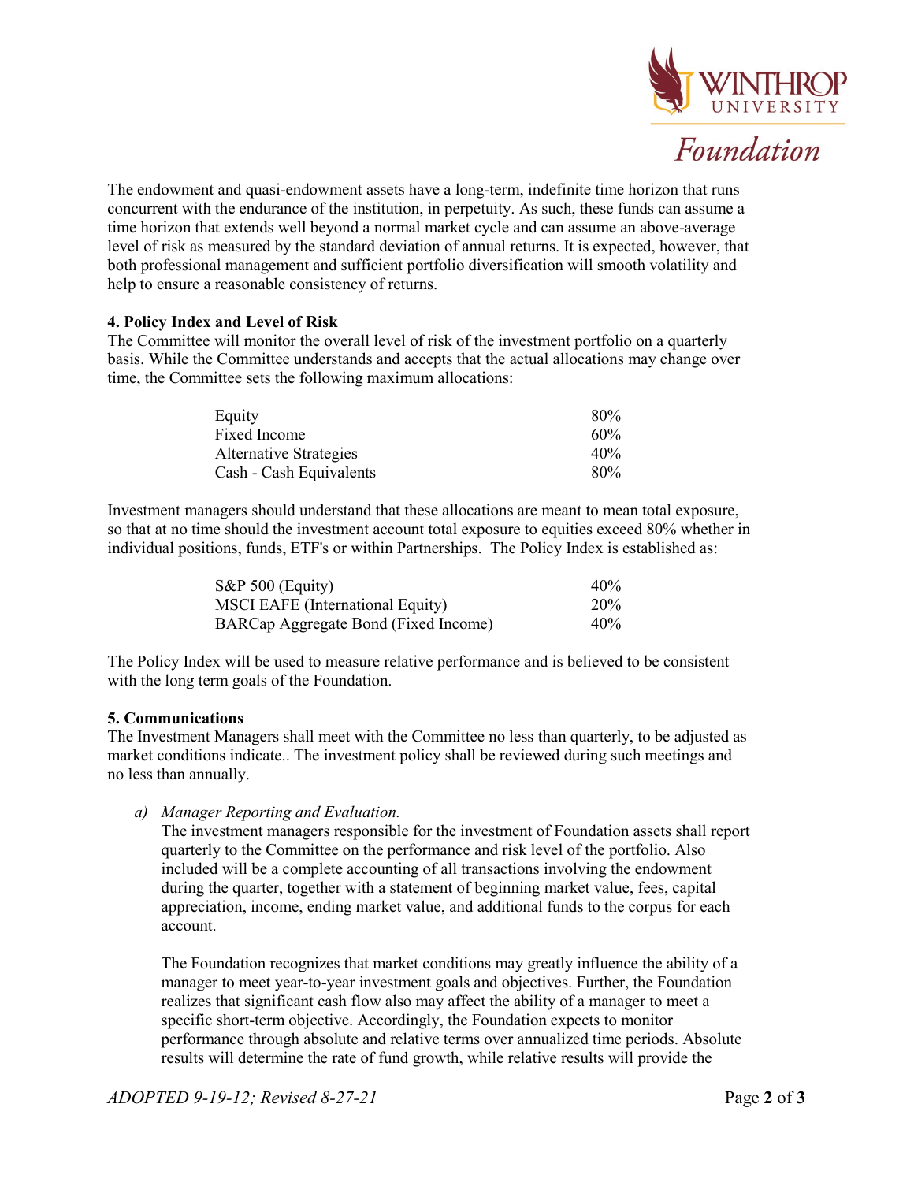The endowment and quasi-endowment assets have a long-term, indefinite time horizon that runs concurrent with the endurance of the institution, in perpetuity. As such, these funds can assume a time horizon that extends well beyond a normal market cycle and can assume an above-average level of risk as measured by the standard deviation of annual returns. It is expected, however, that both professional management and sufficient portfolio diversification will smooth volatility and help to ensure a reasonable consistency of returns.

**4. Policy Index and Level of Risk**

The Committee will monitor the overall level of risk of the investment portfolio on a quarterly basis. While the Committee understands and accepts that the actual allocations may change over time, the Committee sets the following maximum allocations:

| | |
|---|---|
| Equity | 80% |
| Fixed Income | 60% |
| Alternative Strategies | 40% |
| Cash - Cash Equivalents | 80% |

Investment managers should understand that these allocations are meant to mean total exposure, so that at no time should the investment account total exposure to equities exceed 80% whether in individual positions, funds, ETF's or within Partnerships. The Policy Index is established as:

| | |
|---|---|
| S&P 500 (Equity) | 40% |
| MSCI EAFE (International Equity) | 20% |
| BARCap Aggregate Bond (Fixed Income) | 40% |

The Policy Index will be used to measure relative performance and is believed to be consistent with the long term goals of the Foundation.

**5. Communications**

The Investment Managers shall meet with the Committee no less than quarterly, to be adjusted as market conditions indicate.. The investment policy shall be reviewed during such meetings and no less than annually.

a) *Manager Reporting and Evaluation.*

   The investment managers responsible for the investment of Foundation assets shall report quarterly to the Committee on the performance and risk level of the portfolio. Also included will be a complete accounting of all transactions involving the endowment during the quarter, together with a statement of beginning market value, fees, capital appreciation, income, ending market value, and additional funds to the corpus for each account.

   The Foundation recognizes that market conditions may greatly influence the ability of a manager to meet year-to-year investment goals and objectives. Further, the Foundation realizes that significant cash flow also may affect the ability of a manager to meet a specific short-term objective. Accordingly, the Foundation expects to monitor performance through absolute and relative terms over annualized time periods. Absolute results will determine the rate of fund growth, while relative results will provide the

*ADOPTED 9-19-12; Revised 8-27-21*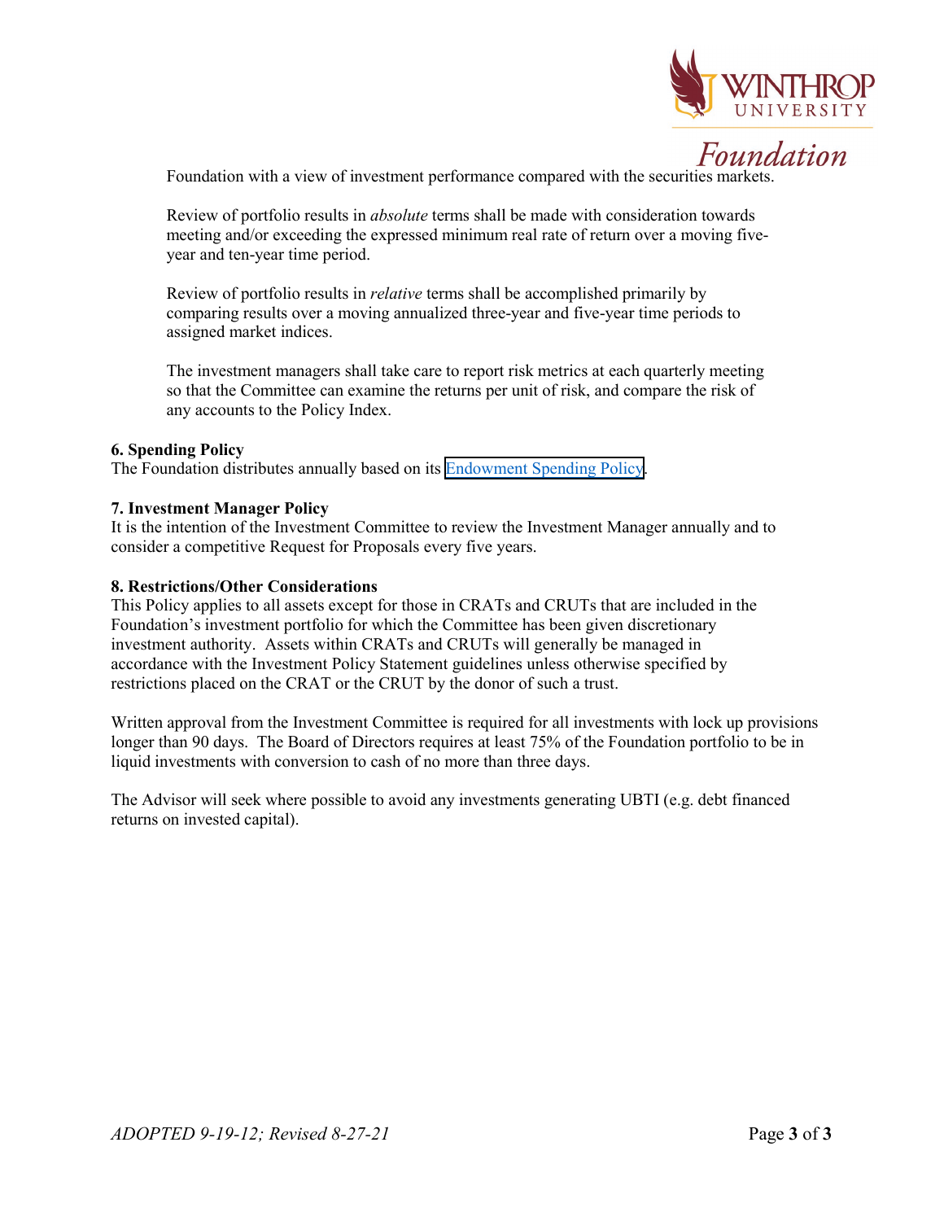Foundation with a view of investment performance compared with the securities markets.

Review of portfolio results in *absolute* terms shall be made with consideration towards meeting and/or exceeding the expressed minimum real rate of return over a moving five-year and ten-year time period.

Review of portfolio results in *relative* terms shall be accomplished primarily by comparing results over a moving annualized three-year and five-year time periods to assigned market indices.

The investment managers shall take care to report risk metrics at each quarterly meeting so that the Committee can examine the returns per unit of risk, and compare the risk of any accounts to the Policy Index.

**6. Spending Policy**

The Foundation distributes annually based on its Endowment Spending Policy.

**7. Investment Manager Policy**

It is the intention of the Investment Committee to review the Investment Manager annually and to consider a competitive Request for Proposals every five years.

**8. Restrictions/Other Considerations**

This Policy applies to all assets except for those in CRATs and CRUTs that are included in the Foundation's investment portfolio for which the Committee has been given discretionary investment authority. Assets within CRATs and CRUTs will generally be managed in accordance with the Investment Policy Statement guidelines unless otherwise specified by restrictions placed on the CRAT or the CRUT by the donor of such a trust.

Written approval from the Investment Committee is required for all investments with lock up provisions longer than 90 days. The Board of Directors requires at least 75% of the Foundation portfolio to be in liquid investments with conversion to cash of no more than three days.

The Advisor will seek where possible to avoid any investments generating UBTI (e.g. debt financed returns on invested capital).

*ADOPTED 9-19-12; Revised 8-27-21*